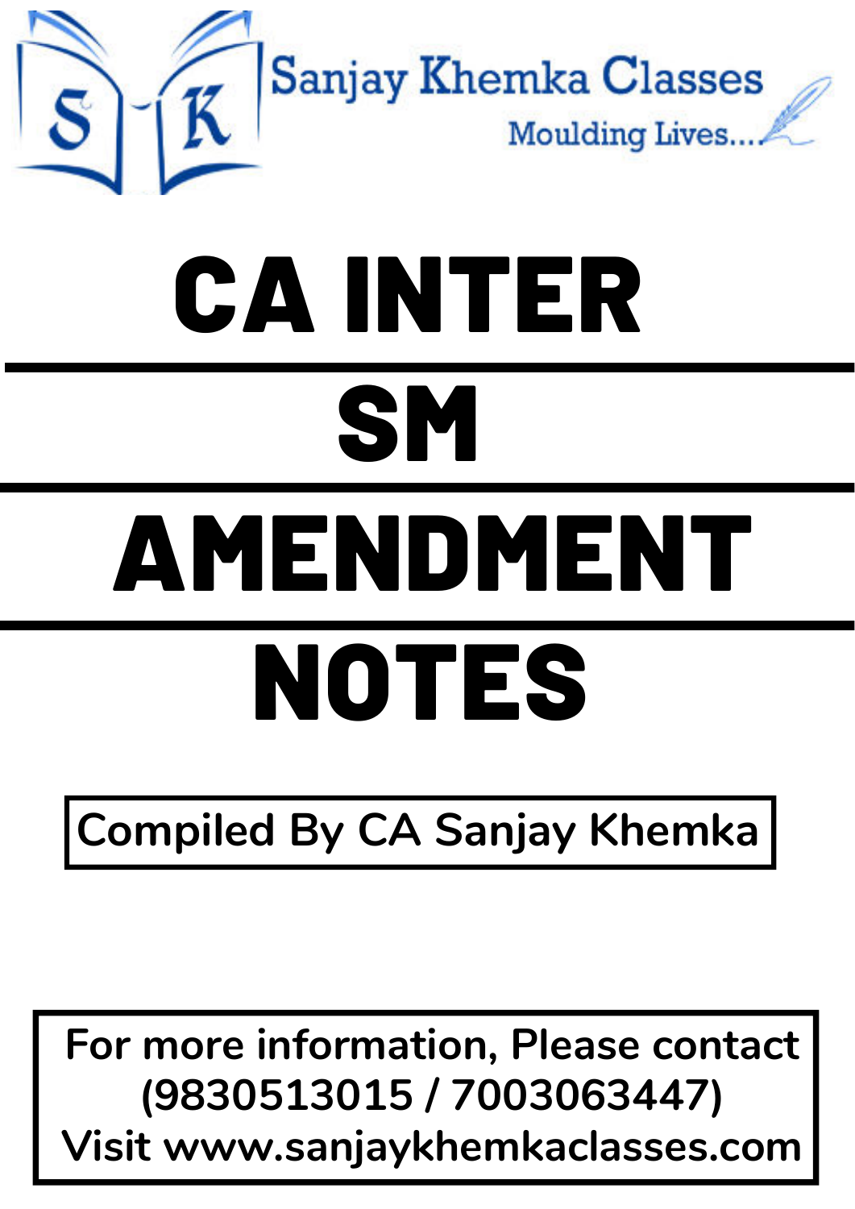Sanjay Khemka Classes

Moulding Lives....

# CA INTER

# SM

# AMENDMENT

# NOTES

Compiled By CA Sanjay Khemka

For more information, Please contact (9830513015 / 7003063447)
Visit www.sanjaykhemkaclasses.com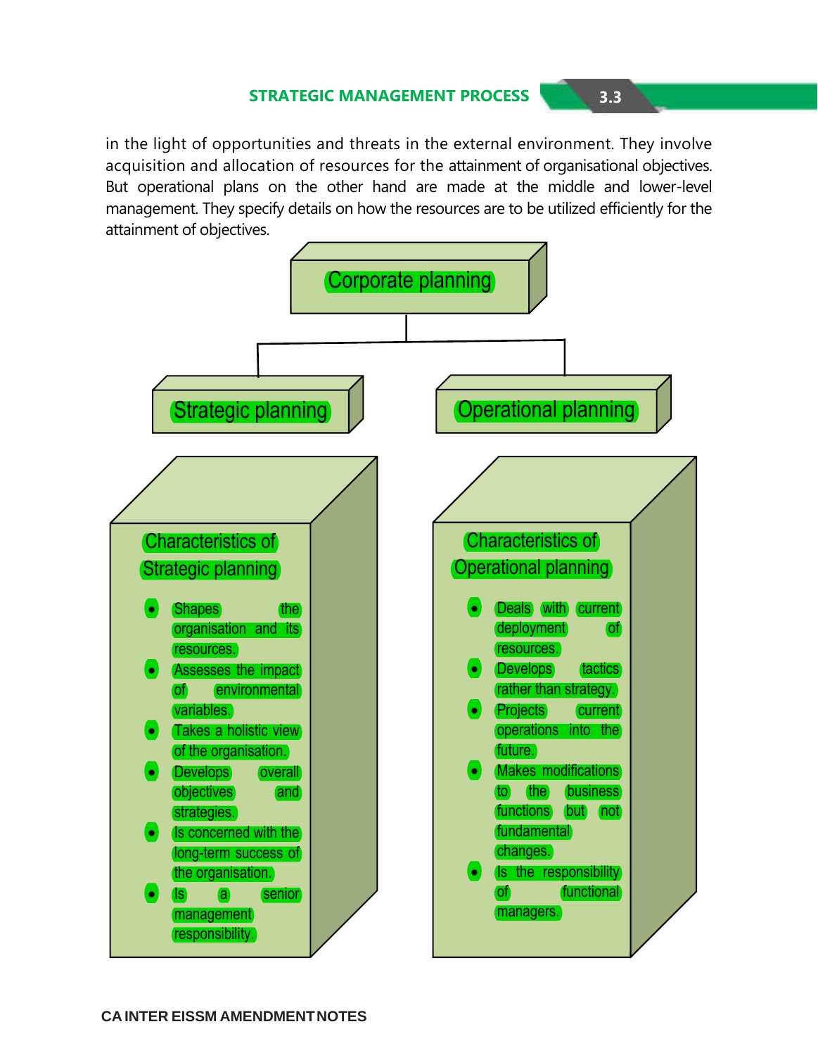in the light of opportunities and threats in the external environment. They involve acquisition and allocation of resources for the attainment of organisational objectives. But operational plans on the other hand are made at the middle and lower-level management. They specify details on how the resources are to be utilized efficiently for the attainment of objectives.

**Corporate planning**

- **Strategic planning**
- **Operational planning**

**Characteristics of Strategic planning**

- Shapes the organisation and its resources.
- Assesses the impact of environmental variables.
- Takes a holistic view of the organisation.
- Develops overall objectives and strategies.
- Is concerned with the long-term success of the organisation.
- Is a senior management responsibility.

**Characteristics of Operational planning**

- Deals with current deployment of resources.
- Develops tactics rather than strategy.
- Projects current operations into the future.
- Makes modifications to the business functions but not fundamental changes.
- Is the responsibility of functional managers.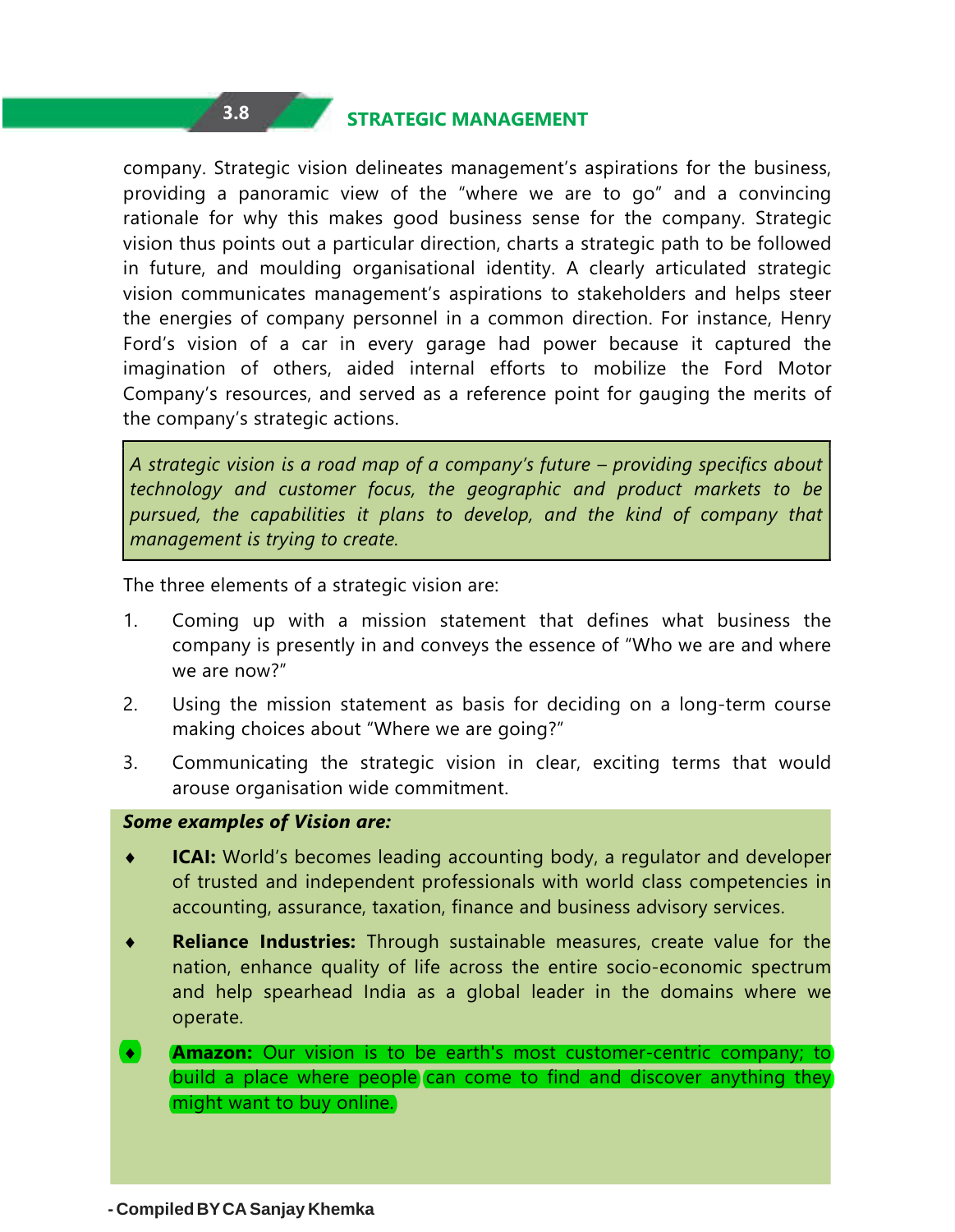company. Strategic vision delineates management's aspirations for the business, providing a panoramic view of the "where we are to go" and a convincing rationale for why this makes good business sense for the company. Strategic vision thus points out a particular direction, charts a strategic path to be followed in future, and moulding organisational identity. A clearly articulated strategic vision communicates management's aspirations to stakeholders and helps steer the energies of company personnel in a common direction. For instance, Henry Ford's vision of a car in every garage had power because it captured the imagination of others, aided internal efforts to mobilize the Ford Motor Company's resources, and served as a reference point for gauging the merits of the company's strategic actions.

> *A strategic vision is a road map of a company's future – providing specifics about technology and customer focus, the geographic and product markets to be pursued, the capabilities it plans to develop, and the kind of company that management is trying to create.*

The three elements of a strategic vision are:

1. Coming up with a mission statement that defines what business the company is presently in and conveys the essence of "Who we are and where we are now?"
2. Using the mission statement as basis for deciding on a long-term course making choices about "Where we are going?"
3. Communicating the strategic vision in clear, exciting terms that would arouse organisation wide commitment.

***Some examples of Vision are:***

- **ICAI:** World's becomes leading accounting body, a regulator and developer of trusted and independent professionals with world class competencies in accounting, assurance, taxation, finance and business advisory services.
- **Reliance Industries:** Through sustainable measures, create value for the nation, enhance quality of life across the entire socio-economic spectrum and help spearhead India as a global leader in the domains where we operate.
- **Amazon:** Our vision is to be earth's most customer-centric company; to build a place where people can come to find and discover anything they might want to buy online.

- Compiled BY CA Sanjay Khemka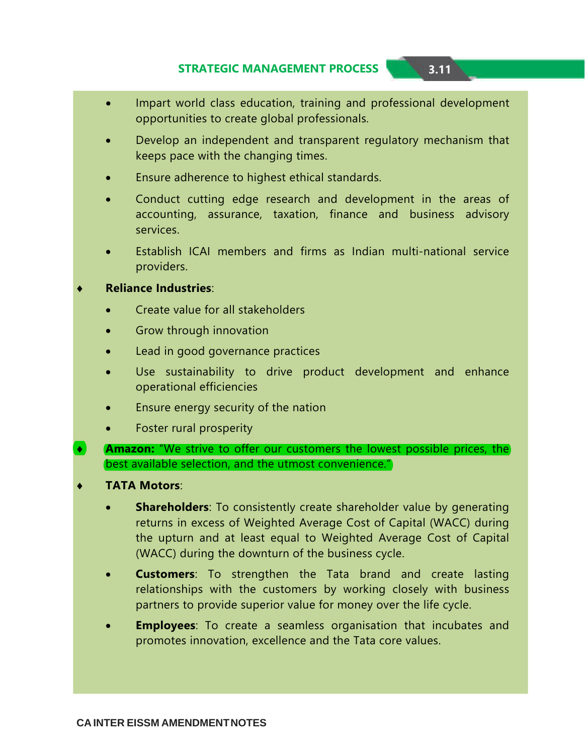- Impart world class education, training and professional development opportunities to create global professionals.
- Develop an independent and transparent regulatory mechanism that keeps pace with the changing times.
- Ensure adherence to highest ethical standards.
- Conduct cutting edge research and development in the areas of accounting, assurance, taxation, finance and business advisory services.
- Establish ICAI members and firms as Indian multi-national service providers.

♦ **Reliance Industries**:

- Create value for all stakeholders
- Grow through innovation
- Lead in good governance practices
- Use sustainability to drive product development and enhance operational efficiencies
- Ensure energy security of the nation
- Foster rural prosperity

♦ **Amazon:** "We strive to offer our customers the lowest possible prices, the best available selection, and the utmost convenience."

♦ **TATA Motors**:

- **Shareholders**: To consistently create shareholder value by generating returns in excess of Weighted Average Cost of Capital (WACC) during the upturn and at least equal to Weighted Average Cost of Capital (WACC) during the downturn of the business cycle.
- **Customers**: To strengthen the Tata brand and create lasting relationships with the customers by working closely with business partners to provide superior value for money over the life cycle.
- **Employees**: To create a seamless organisation that incubates and promotes innovation, excellence and the Tata core values.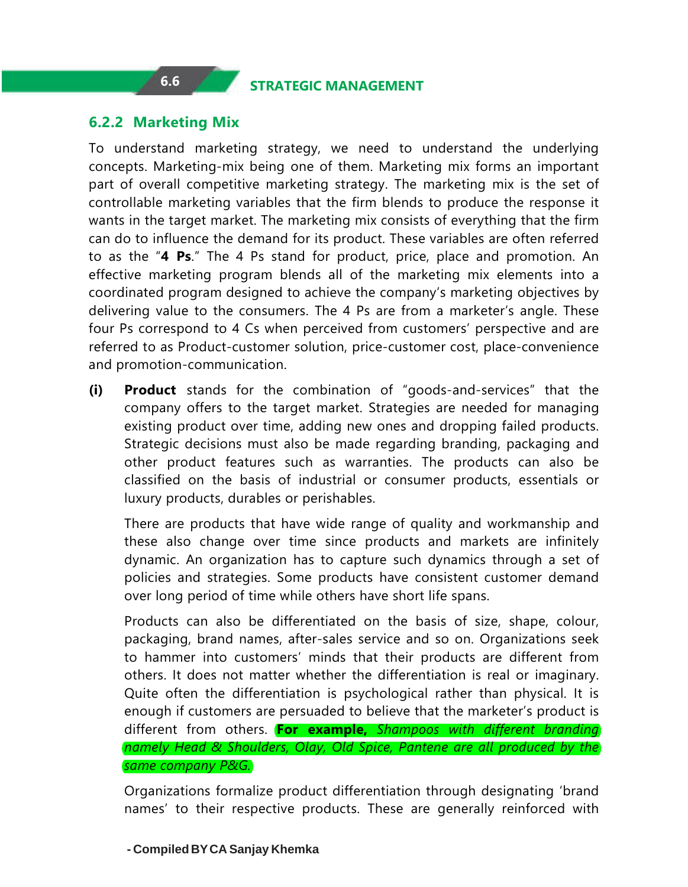### 6.2.2 Marketing Mix

To understand marketing strategy, we need to understand the underlying concepts. Marketing-mix being one of them. Marketing mix forms an important part of overall competitive marketing strategy. The marketing mix is the set of controllable marketing variables that the firm blends to produce the response it wants in the target market. The marketing mix consists of everything that the firm can do to influence the demand for its product. These variables are often referred to as the "**4 Ps**." The 4 Ps stand for product, price, place and promotion. An effective marketing program blends all of the marketing mix elements into a coordinated program designed to achieve the company's marketing objectives by delivering value to the consumers. The 4 Ps are from a marketer's angle. These four Ps correspond to 4 Cs when perceived from customers' perspective and are referred to as Product-customer solution, price-customer cost, place-convenience and promotion-communication.

**(i)** **Product** stands for the combination of "goods-and-services" that the company offers to the target market. Strategies are needed for managing existing product over time, adding new ones and dropping failed products. Strategic decisions must also be made regarding branding, packaging and other product features such as warranties. The products can also be classified on the basis of industrial or consumer products, essentials or luxury products, durables or perishables.

There are products that have wide range of quality and workmanship and these also change over time since products and markets are infinitely dynamic. An organization has to capture such dynamics through a set of policies and strategies. Some products have consistent customer demand over long period of time while others have short life spans.

Products can also be differentiated on the basis of size, shape, colour, packaging, brand names, after-sales service and so on. Organizations seek to hammer into customers' minds that their products are different from others. It does not matter whether the differentiation is real or imaginary. Quite often the differentiation is psychological rather than physical. It is enough if customers are persuaded to believe that the marketer's product is different from others. **For example,** *Shampoos with different branding namely Head & Shoulders, Olay, Old Spice, Pantene are all produced by the same company P&G.*

Organizations formalize product differentiation through designating 'brand names' to their respective products. These are generally reinforced with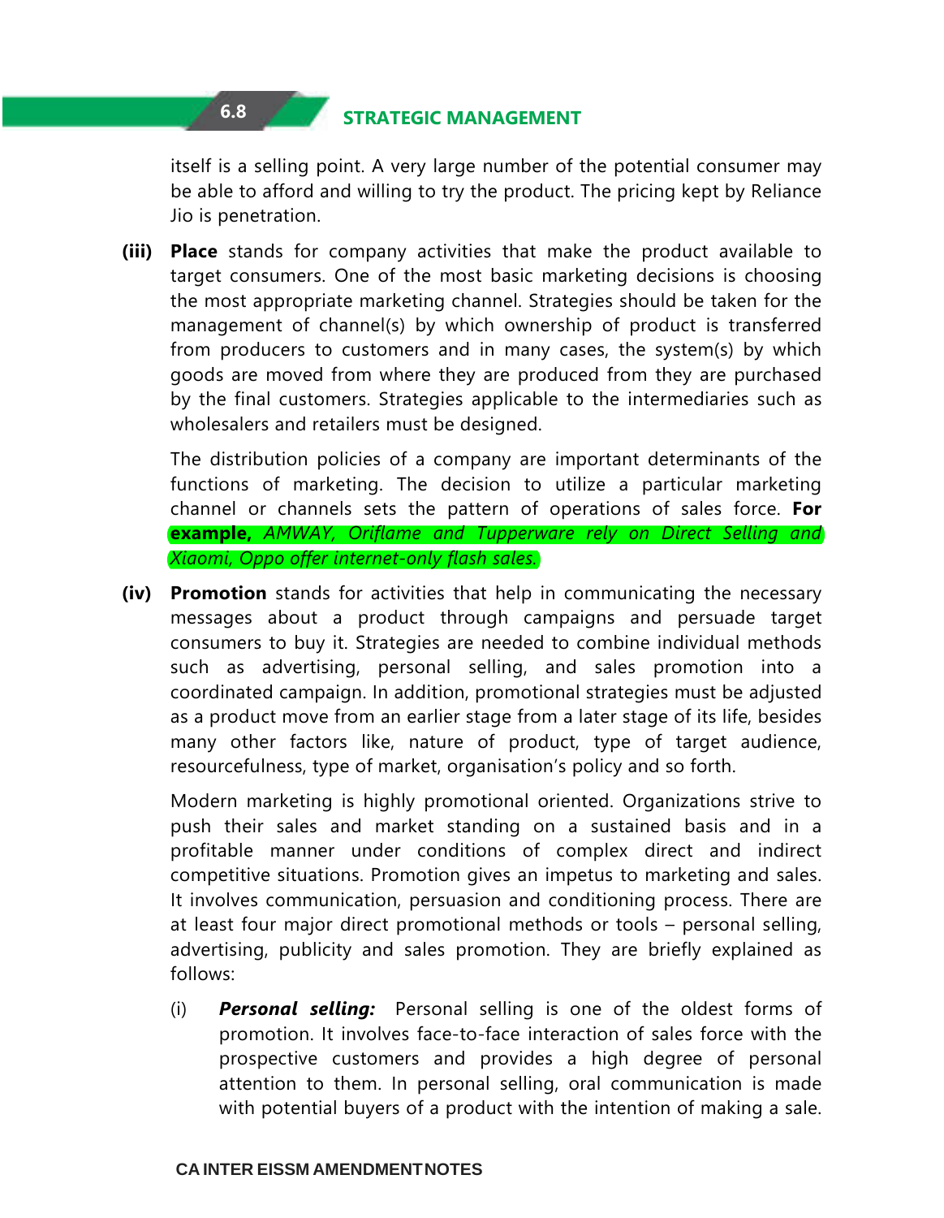itself is a selling point. A very large number of the potential consumer may be able to afford and willing to try the product. The pricing kept by Reliance Jio is penetration.

**(iii)** **Place** stands for company activities that make the product available to target consumers. One of the most basic marketing decisions is choosing the most appropriate marketing channel. Strategies should be taken for the management of channel(s) by which ownership of product is transferred from producers to customers and in many cases, the system(s) by which goods are moved from where they are produced from they are purchased by the final customers. Strategies applicable to the intermediaries such as wholesalers and retailers must be designed.

The distribution policies of a company are important determinants of the functions of marketing. The decision to utilize a particular marketing channel or channels sets the pattern of operations of sales force. **For example,** *AMWAY, Oriflame and Tupperware rely on Direct Selling and Xiaomi, Oppo offer internet-only flash sales.*

**(iv)** **Promotion** stands for activities that help in communicating the necessary messages about a product through campaigns and persuade target consumers to buy it. Strategies are needed to combine individual methods such as advertising, personal selling, and sales promotion into a coordinated campaign. In addition, promotional strategies must be adjusted as a product move from an earlier stage from a later stage of its life, besides many other factors like, nature of product, type of target audience, resourcefulness, type of market, organisation's policy and so forth.

Modern marketing is highly promotional oriented. Organizations strive to push their sales and market standing on a sustained basis and in a profitable manner under conditions of complex direct and indirect competitive situations. Promotion gives an impetus to marketing and sales. It involves communication, persuasion and conditioning process. There are at least four major direct promotional methods or tools – personal selling, advertising, publicity and sales promotion. They are briefly explained as follows:

(i) ***Personal selling:*** Personal selling is one of the oldest forms of promotion. It involves face-to-face interaction of sales force with the prospective customers and provides a high degree of personal attention to them. In personal selling, oral communication is made with potential buyers of a product with the intention of making a sale.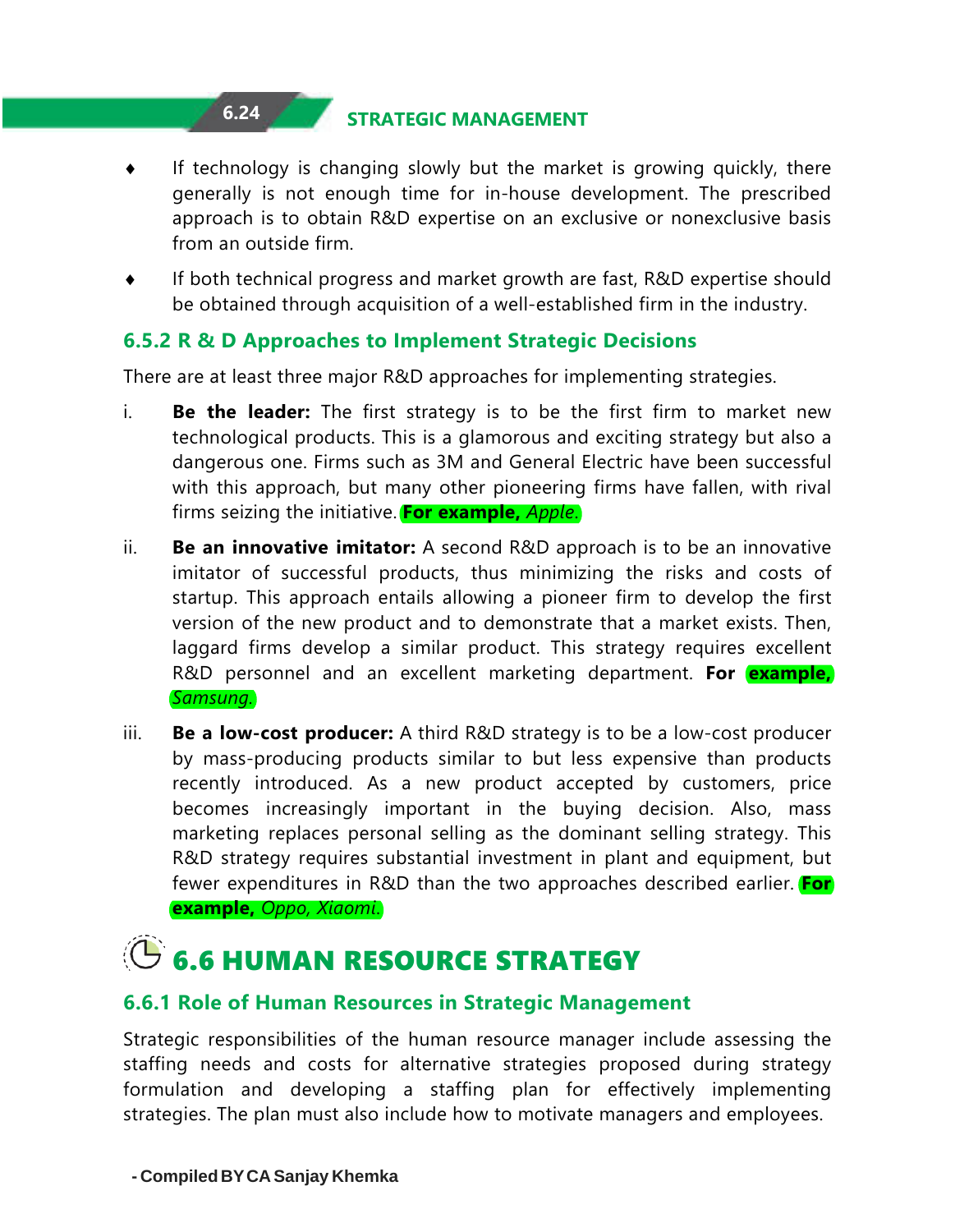- If technology is changing slowly but the market is growing quickly, there generally is not enough time for in-house development. The prescribed approach is to obtain R&D expertise on an exclusive or nonexclusive basis from an outside firm.
- If both technical progress and market growth are fast, R&D expertise should be obtained through acquisition of a well-established firm in the industry.

### 6.5.2 R & D Approaches to Implement Strategic Decisions

There are at least three major R&D approaches for implementing strategies.

i. **Be the leader:** The first strategy is to be the first firm to market new technological products. This is a glamorous and exciting strategy but also a dangerous one. Firms such as 3M and General Electric have been successful with this approach, but many other pioneering firms have fallen, with rival firms seizing the initiative. **For example,** *Apple.*

ii. **Be an innovative imitator:** A second R&D approach is to be an innovative imitator of successful products, thus minimizing the risks and costs of startup. This approach entails allowing a pioneer firm to develop the first version of the new product and to demonstrate that a market exists. Then, laggard firms develop a similar product. This strategy requires excellent R&D personnel and an excellent marketing department. **For example,** *Samsung.*

iii. **Be a low-cost producer:** A third R&D strategy is to be a low-cost producer by mass-producing products similar to but less expensive than products recently introduced. As a new product accepted by customers, price becomes increasingly important in the buying decision. Also, mass marketing replaces personal selling as the dominant selling strategy. This R&D strategy requires substantial investment in plant and equipment, but fewer expenditures in R&D than the two approaches described earlier. **For example,** *Oppo, Xiaomi.*

## 6.6 HUMAN RESOURCE STRATEGY

### 6.6.1 Role of Human Resources in Strategic Management

Strategic responsibilities of the human resource manager include assessing the staffing needs and costs for alternative strategies proposed during strategy formulation and developing a staffing plan for effectively implementing strategies. The plan must also include how to motivate managers and employees.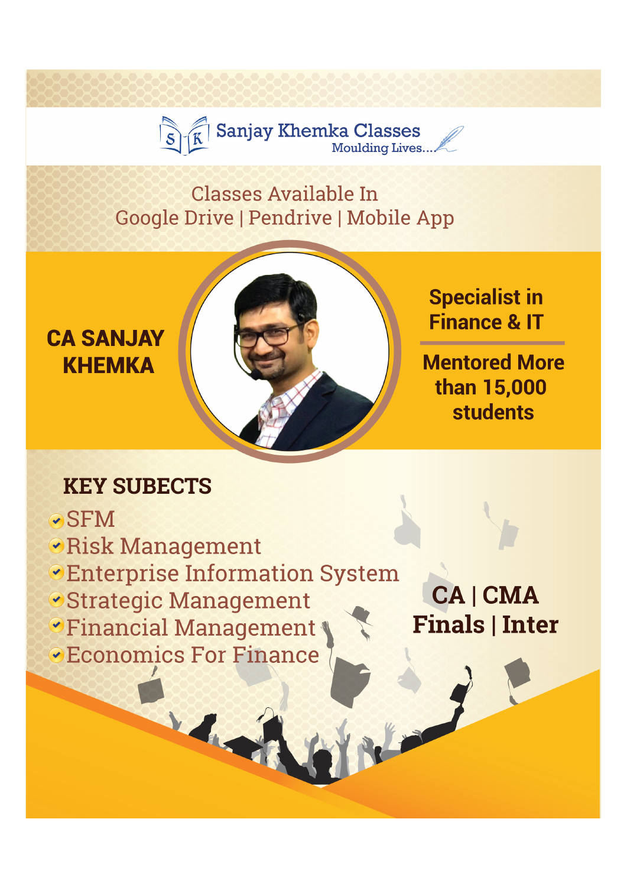# Sanjay Khemka Classes

Moulding Lives....

Classes Available In
Google Drive | Pendrive | Mobile App

**CA SANJAY KHEMKA**

**Specialist in Finance & IT**

**Mentored More than 15,000 students**

## KEY SUBECTS

- SFM
- Risk Management
- Enterprise Information System
- Strategic Management
- Financial Management
- Economics For Finance

**CA | CMA**
**Finals | Inter**